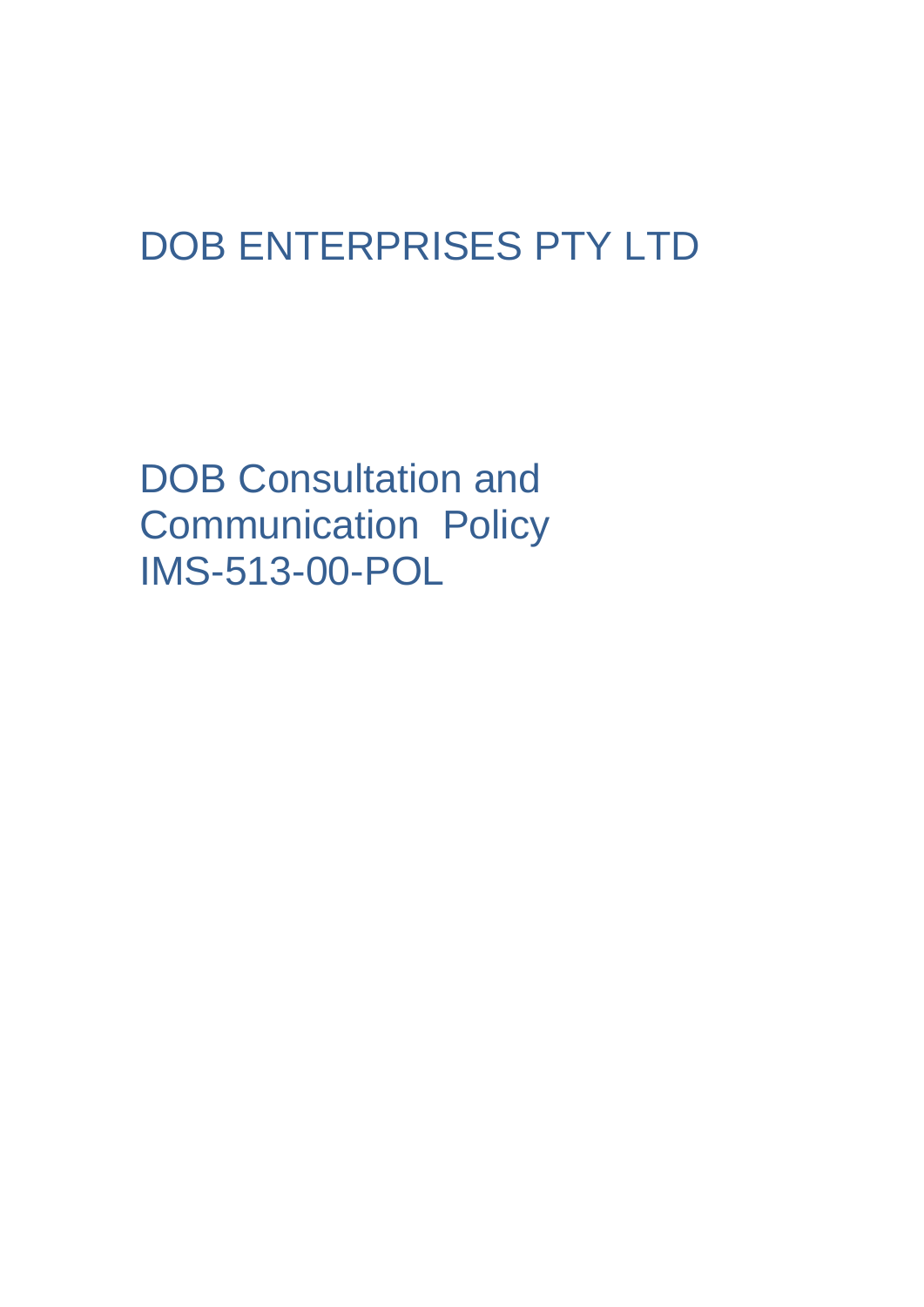# DOB ENTERPRISES PTY LTD

# DOB Consultation and Communication Policy IMS-513-00-POL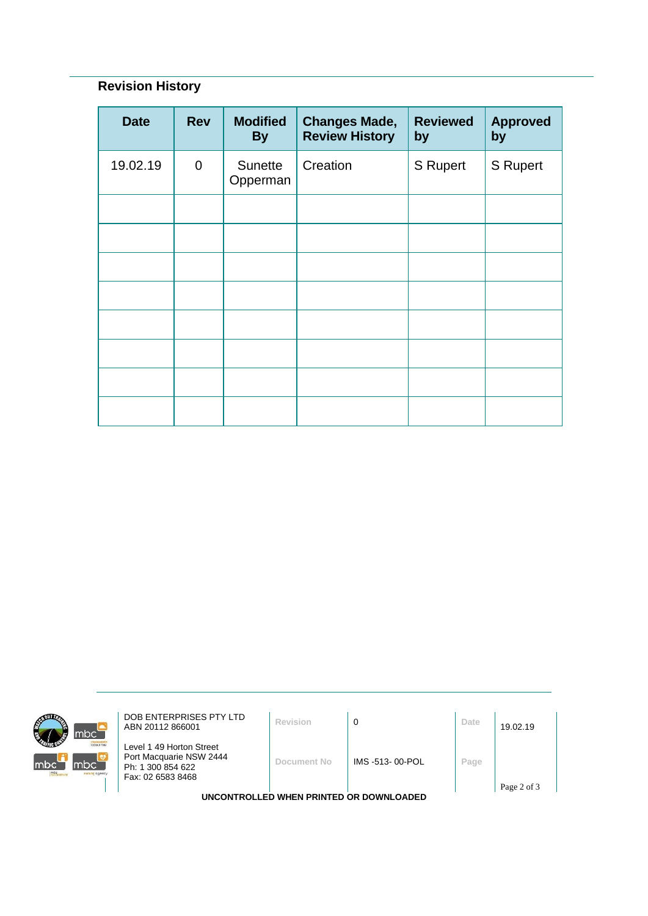## Revision History

| Date | Rev | Modified By | Changes Made, Review History | Reviewed by | Approved by |
|---|---|---|---|---|---|
| 19.02.19 | 0 | Sunette Opperman | Creation | S Rupert | S Rupert |
| | | | | | |
| | | | | | |
| | | | | | |
| | | | | | |
| | | | | | |
| | | | | | |
| | | | | | |
| | | | | | |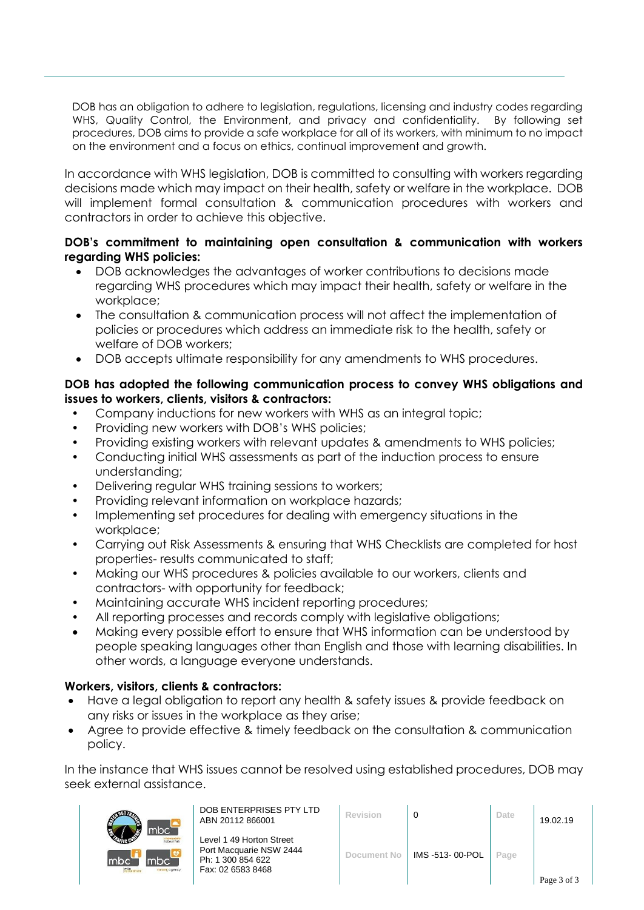DOB has an obligation to adhere to legislation, regulations, licensing and industry codes regarding WHS, Quality Control, the Environment, and privacy and confidentiality. By following set procedures, DOB aims to provide a safe workplace for all of its workers, with minimum to no impact on the environment and a focus on ethics, continual improvement and growth.

In accordance with WHS legislation, DOB is committed to consulting with workers regarding decisions made which may impact on their health, safety or welfare in the workplace. DOB will implement formal consultation & communication procedures with workers and contractors in order to achieve this objective.

**DOB's commitment to maintaining open consultation & communication with workers regarding WHS policies:**

- DOB acknowledges the advantages of worker contributions to decisions made regarding WHS procedures which may impact their health, safety or welfare in the workplace;
- The consultation & communication process will not affect the implementation of policies or procedures which address an immediate risk to the health, safety or welfare of DOB workers;
- DOB accepts ultimate responsibility for any amendments to WHS procedures.

**DOB has adopted the following communication process to convey WHS obligations and issues to workers, clients, visitors & contractors:**

- Company inductions for new workers with WHS as an integral topic;
- Providing new workers with DOB's WHS policies;
- Providing existing workers with relevant updates & amendments to WHS policies;
- Conducting initial WHS assessments as part of the induction process to ensure understanding;
- Delivering regular WHS training sessions to workers;
- Providing relevant information on workplace hazards;
- Implementing set procedures for dealing with emergency situations in the workplace;
- Carrying out Risk Assessments & ensuring that WHS Checklists are completed for host properties- results communicated to staff;
- Making our WHS procedures & policies available to our workers, clients and contractors- with opportunity for feedback;
- Maintaining accurate WHS incident reporting procedures;
- All reporting processes and records comply with legislative obligations;
- Making every possible effort to ensure that WHS information can be understood by people speaking languages other than English and those with learning disabilities. In other words, a language everyone understands.

**Workers, visitors, clients & contractors:**

- Have a legal obligation to report any health & safety issues & provide feedback on any risks or issues in the workplace as they arise;
- Agree to provide effective & timely feedback on the consultation & communication policy.

In the instance that WHS issues cannot be resolved using established procedures, DOB may seek external assistance.